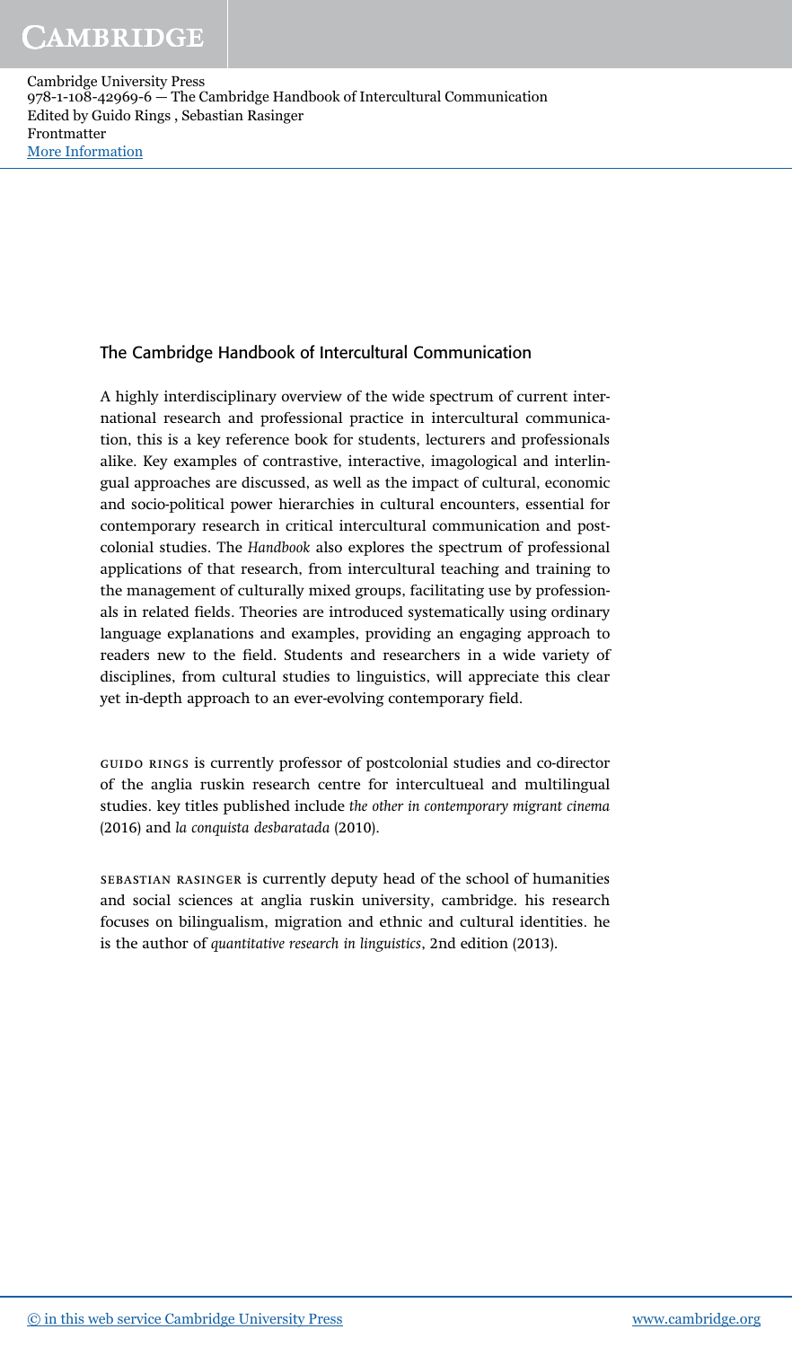## The Cambridge Handbook of Intercultural Communication

A highly interdisciplinary overview of the wide spectrum of current international research and professional practice in intercultural communication, this is a key reference book for students, lecturers and professionals alike. Key examples of contrastive, interactive, imagological and interlingual approaches are discussed, as well as the impact of cultural, economic and socio-political power hierarchies in cultural encounters, essential for contemporary research in critical intercultural communication and postcolonial studies. The *Handbook* also explores the spectrum of professional applications of that research, from intercultural teaching and training to the management of culturally mixed groups, facilitating use by professionals in related fields. Theories are introduced systematically using ordinary language explanations and examples, providing an engaging approach to readers new to the field. Students and researchers in a wide variety of disciplines, from cultural studies to linguistics, will appreciate this clear yet in-depth approach to an ever-evolving contemporary field.

GUIDO RINGS is currently professor of postcolonial studies and co-director of the anglia ruskin research centre for intercultueal and multilingual studies. key titles published include *the other in contemporary migrant cinema* (2016) and *la conquista desbaratada* (2010).

SEBASTIAN RASINGER is currently deputy head of the school of humanities and social sciences at anglia ruskin university, cambridge. his research focuses on bilingualism, migration and ethnic and cultural identities. he is the author of *quantitative research in linguistics*, 2nd edition (2013).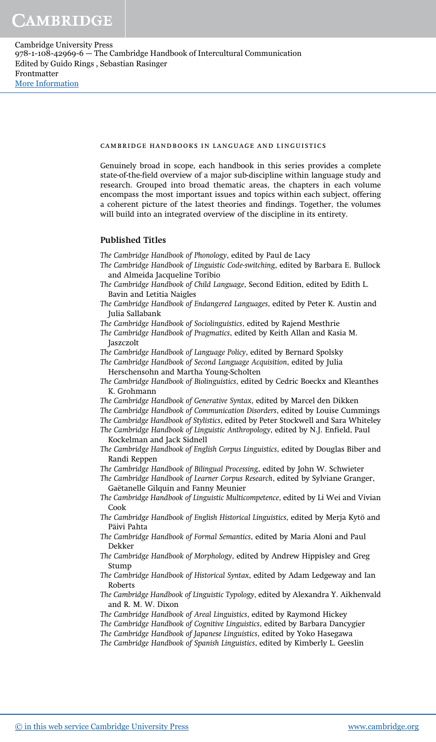CAMBRIDGE HANDBOOKS IN LANGUAGE AND LINGUISTICS

Genuinely broad in scope, each handbook in this series provides a complete state-of-the-field overview of a major sub-discipline within language study and research. Grouped into broad thematic areas, the chapters in each volume encompass the most important issues and topics within each subject, offering a coherent picture of the latest theories and findings. Together, the volumes will build into an integrated overview of the discipline in its entirety.

**Published Titles**

*The Cambridge Handbook of Phonology*, edited by Paul de Lacy
*The Cambridge Handbook of Linguistic Code-switching*, edited by Barbara E. Bullock and Almeida Jacqueline Toribio
*The Cambridge Handbook of Child Language*, Second Edition, edited by Edith L. Bavin and Letitia Naigles
*The Cambridge Handbook of Endangered Languages*, edited by Peter K. Austin and Julia Sallabank
*The Cambridge Handbook of Sociolinguistics*, edited by Rajend Mesthrie
*The Cambridge Handbook of Pragmatics*, edited by Keith Allan and Kasia M. Jaszczolt
*The Cambridge Handbook of Language Policy*, edited by Bernard Spolsky
*The Cambridge Handbook of Second Language Acquisition*, edited by Julia Herschensohn and Martha Young-Scholten
*The Cambridge Handbook of Biolinguistics*, edited by Cedric Boeckx and Kleanthes K. Grohmann
*The Cambridge Handbook of Generative Syntax*, edited by Marcel den Dikken
*The Cambridge Handbook of Communication Disorders*, edited by Louise Cummings
*The Cambridge Handbook of Stylistics*, edited by Peter Stockwell and Sara Whiteley
*The Cambridge Handbook of Linguistic Anthropology*, edited by N.J. Enfield, Paul Kockelman and Jack Sidnell
*The Cambridge Handbook of English Corpus Linguistics*, edited by Douglas Biber and Randi Reppen
*The Cambridge Handbook of Bilingual Processing*, edited by John W. Schwieter
*The Cambridge Handbook of Learner Corpus Research*, edited by Sylviane Granger, Gaëtanelle Gilquin and Fanny Meunier
*The Cambridge Handbook of Linguistic Multicompetence*, edited by Li Wei and Vivian Cook
*The Cambridge Handbook of English Historical Linguistics*, edited by Merja Kytö and Päivi Pahta
*The Cambridge Handbook of Formal Semantics*, edited by Maria Aloni and Paul Dekker
*The Cambridge Handbook of Morphology*, edited by Andrew Hippisley and Greg Stump
*The Cambridge Handbook of Historical Syntax*, edited by Adam Ledgeway and Ian Roberts
*The Cambridge Handbook of Linguistic Typology*, edited by Alexandra Y. Aikhenvald and R. M. W. Dixon
*The Cambridge Handbook of Areal Linguistics*, edited by Raymond Hickey
*The Cambridge Handbook of Cognitive Linguistics*, edited by Barbara Dancygier
*The Cambridge Handbook of Japanese Linguistics*, edited by Yoko Hasegawa
*The Cambridge Handbook of Spanish Linguistics*, edited by Kimberly L. Geeslin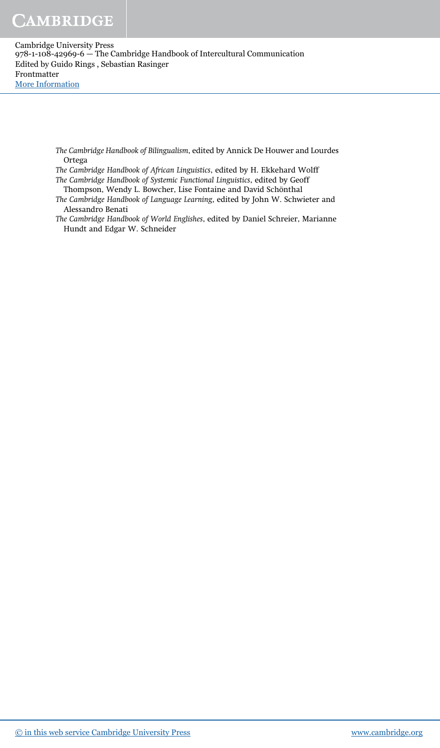*The Cambridge Handbook of Bilingualism*, edited by Annick De Houwer and Lourdes Ortega

*The Cambridge Handbook of African Linguistics*, edited by H. Ekkehard Wolff

*The Cambridge Handbook of Systemic Functional Linguistics*, edited by Geoff Thompson, Wendy L. Bowcher, Lise Fontaine and David Schönthal

*The Cambridge Handbook of Language Learning*, edited by John W. Schwieter and Alessandro Benati

*The Cambridge Handbook of World Englishes*, edited by Daniel Schreier, Marianne Hundt and Edgar W. Schneider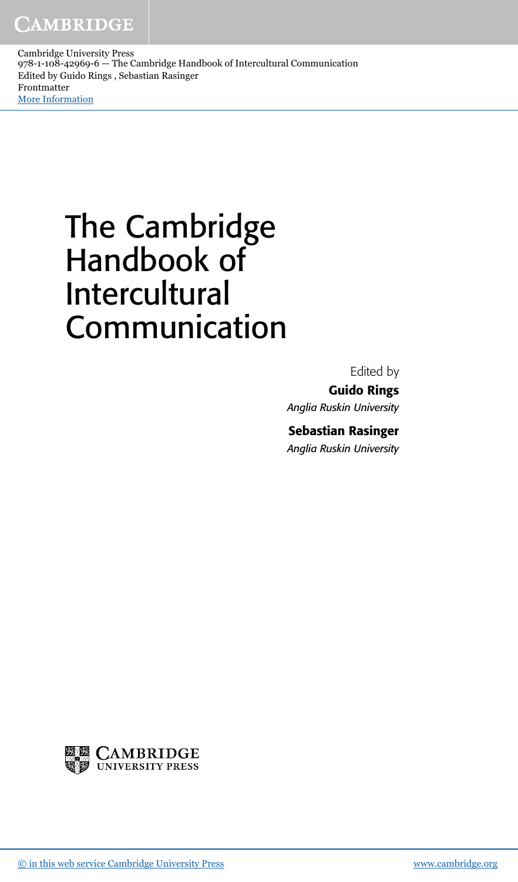# The Cambridge Handbook of Intercultural Communication

Edited by

**Guido Rings**

*Anglia Ruskin University*

**Sebastian Rasinger**

*Anglia Ruskin University*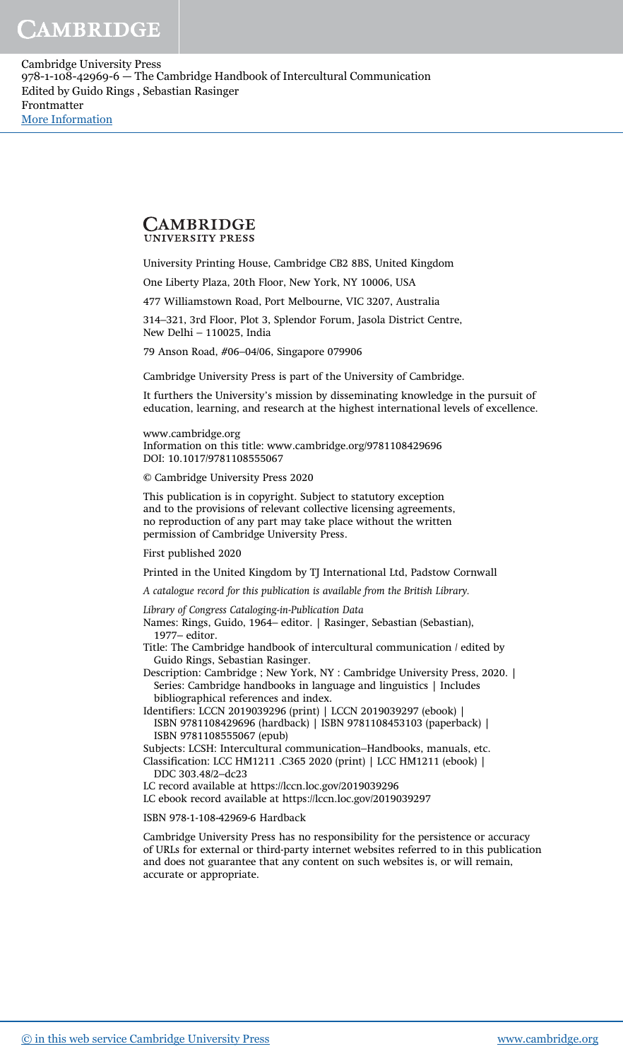CAMBRIDGE UNIVERSITY PRESS

University Printing House, Cambridge CB2 8BS, United Kingdom

One Liberty Plaza, 20th Floor, New York, NY 10006, USA

477 Williamstown Road, Port Melbourne, VIC 3207, Australia

314–321, 3rd Floor, Plot 3, Splendor Forum, Jasola District Centre, New Delhi – 110025, India

79 Anson Road, #06–04/06, Singapore 079906

Cambridge University Press is part of the University of Cambridge.

It furthers the University's mission by disseminating knowledge in the pursuit of education, learning, and research at the highest international levels of excellence.

www.cambridge.org
Information on this title: www.cambridge.org/9781108429696
DOI: 10.1017/9781108555067

© Cambridge University Press 2020

This publication is in copyright. Subject to statutory exception and to the provisions of relevant collective licensing agreements, no reproduction of any part may take place without the written permission of Cambridge University Press.

First published 2020

Printed in the United Kingdom by TJ International Ltd, Padstow Cornwall

*A catalogue record for this publication is available from the British Library.*

*Library of Congress Cataloging-in-Publication Data*
Names: Rings, Guido, 1964– editor. | Rasinger, Sebastian (Sebastian), 1977– editor.
Title: The Cambridge handbook of intercultural communication / edited by Guido Rings, Sebastian Rasinger.
Description: Cambridge ; New York, NY : Cambridge University Press, 2020. | Series: Cambridge handbooks in language and linguistics | Includes bibliographical references and index.
Identifiers: LCCN 2019039296 (print) | LCCN 2019039297 (ebook) | ISBN 9781108429696 (hardback) | ISBN 9781108453103 (paperback) | ISBN 9781108555067 (epub)
Subjects: LCSH: Intercultural communication–Handbooks, manuals, etc.
Classification: LCC HM1211 .C365 2020 (print) | LCC HM1211 (ebook) | DDC 303.48/2–dc23
LC record available at https://lccn.loc.gov/2019039296
LC ebook record available at https://lccn.loc.gov/2019039297

ISBN 978-1-108-42969-6 Hardback

Cambridge University Press has no responsibility for the persistence or accuracy of URLs for external or third-party internet websites referred to in this publication and does not guarantee that any content on such websites is, or will remain, accurate or appropriate.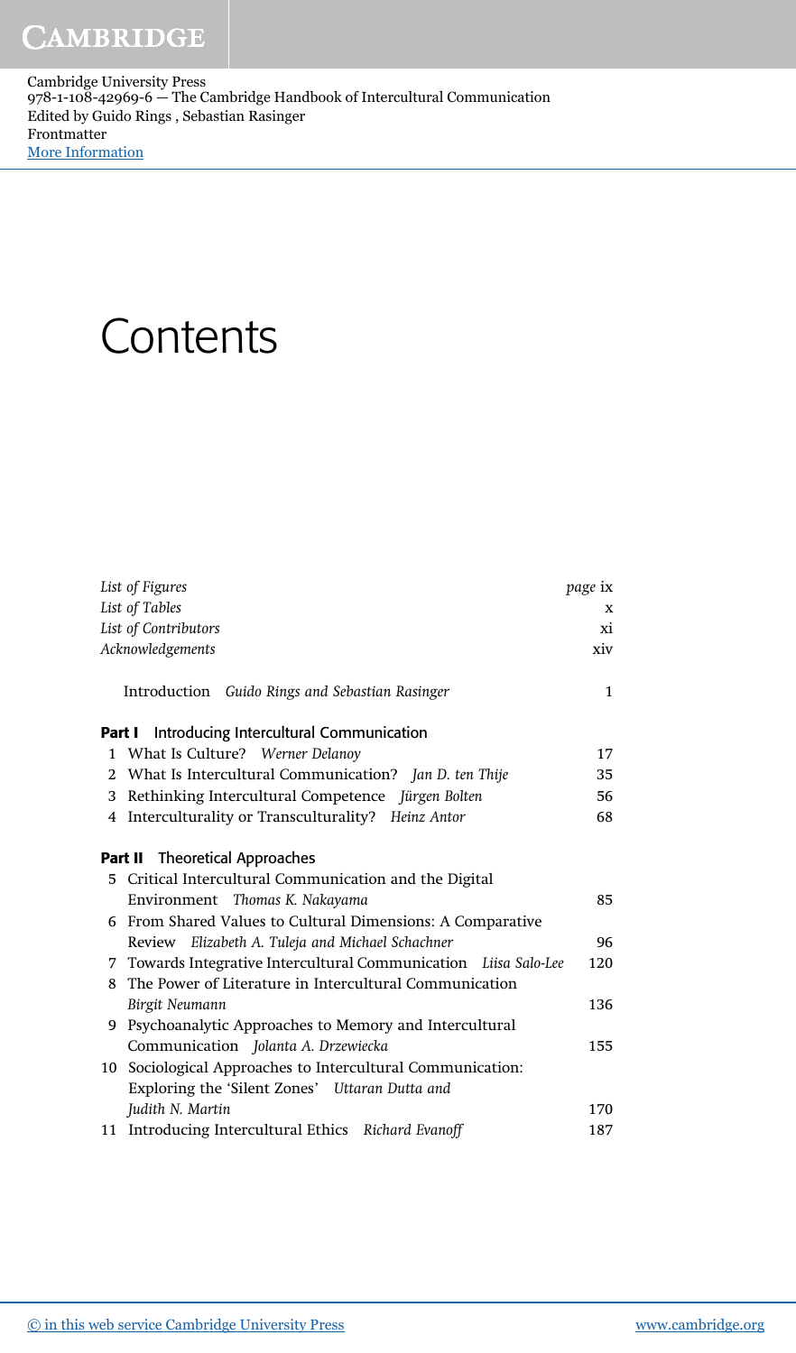# Contents

| | |
|---|---|
| *List of Figures* | *page* ix |
| *List of Tables* | x |
| *List of Contributors* | xi |
| *Acknowledgements* | xiv |
| Introduction *Guido Rings and Sebastian Rasinger* | 1 |
| **Part I** Introducing Intercultural Communication | |
| 1 What Is Culture? *Werner Delanoy* | 17 |
| 2 What Is Intercultural Communication? *Jan D. ten Thije* | 35 |
| 3 Rethinking Intercultural Competence *Jürgen Bolten* | 56 |
| 4 Interculturality or Transculturality? *Heinz Antor* | 68 |
| **Part II** Theoretical Approaches | |
| 5 Critical Intercultural Communication and the Digital Environment *Thomas K. Nakayama* | 85 |
| 6 From Shared Values to Cultural Dimensions: A Comparative Review *Elizabeth A. Tuleja and Michael Schachner* | 96 |
| 7 Towards Integrative Intercultural Communication *Liisa Salo-Lee* | 120 |
| 8 The Power of Literature in Intercultural Communication *Birgit Neumann* | 136 |
| 9 Psychoanalytic Approaches to Memory and Intercultural Communication *Jolanta A. Drzewiecka* | 155 |
| 10 Sociological Approaches to Intercultural Communication: Exploring the 'Silent Zones' *Uttaran Dutta and Judith N. Martin* | 170 |
| 11 Introducing Intercultural Ethics *Richard Evanoff* | 187 |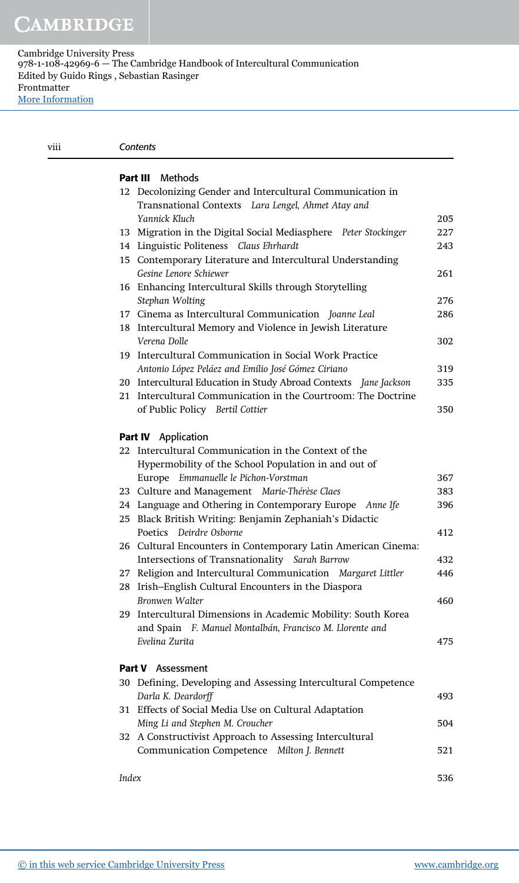## Part III Methods

| | | |
|---|---|---|
| 12 | Decolonizing Gender and Intercultural Communication in Transnational Contexts *Lara Lengel, Ahmet Atay and Yannick Kluch* | 205 |
| 13 | Migration in the Digital Social Mediasphere *Peter Stockinger* | 227 |
| 14 | Linguistic Politeness *Claus Ehrhardt* | 243 |
| 15 | Contemporary Literature and Intercultural Understanding *Gesine Lenore Schiewer* | 261 |
| 16 | Enhancing Intercultural Skills through Storytelling *Stephan Wolting* | 276 |
| 17 | Cinema as Intercultural Communication *Joanne Leal* | 286 |
| 18 | Intercultural Memory and Violence in Jewish Literature *Verena Dolle* | 302 |
| 19 | Intercultural Communication in Social Work Practice *Antonio López Peláez and Emilio José Gómez Ciriano* | 319 |
| 20 | Intercultural Education in Study Abroad Contexts *Jane Jackson* | 335 |
| 21 | Intercultural Communication in the Courtroom: The Doctrine of Public Policy *Bertil Cottier* | 350 |

## Part IV Application

| | | |
|---|---|---|
| 22 | Intercultural Communication in the Context of the Hypermobility of the School Population in and out of Europe *Emmanuelle le Pichon-Vorstman* | 367 |
| 23 | Culture and Management *Marie-Thérèse Claes* | 383 |
| 24 | Language and Othering in Contemporary Europe *Anne Ife* | 396 |
| 25 | Black British Writing: Benjamin Zephaniah's Didactic Poetics *Deirdre Osborne* | 412 |
| 26 | Cultural Encounters in Contemporary Latin American Cinema: Intersections of Transnationality *Sarah Barrow* | 432 |
| 27 | Religion and Intercultural Communication *Margaret Littler* | 446 |
| 28 | Irish–English Cultural Encounters in the Diaspora *Bronwen Walter* | 460 |
| 29 | Intercultural Dimensions in Academic Mobility: South Korea and Spain *F. Manuel Montalbán, Francisco M. Llorente and Evelina Zurita* | 475 |

## Part V Assessment

| | | |
|---|---|---|
| 30 | Defining, Developing and Assessing Intercultural Competence *Darla K. Deardorff* | 493 |
| 31 | Effects of Social Media Use on Cultural Adaptation *Ming Li and Stephen M. Croucher* | 504 |
| 32 | A Constructivist Approach to Assessing Intercultural Communication Competence *Milton J. Bennett* | 521 |

*Index* 536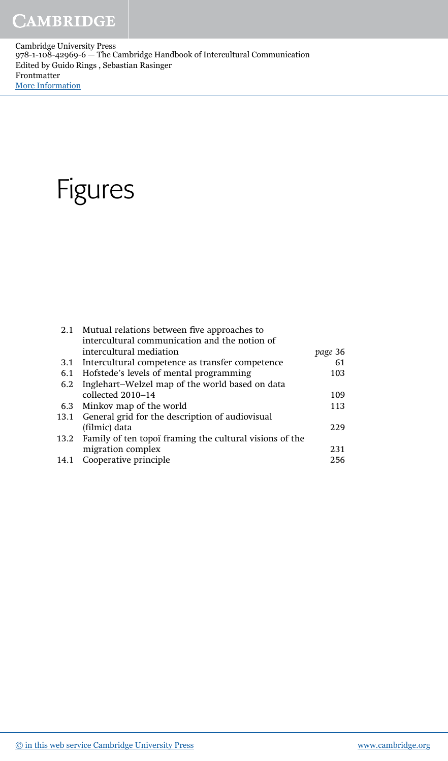# Figures

| | | |
|---|---|---|
| 2.1 | Mutual relations between five approaches to intercultural communication and the notion of intercultural mediation | *page* 36 |
| 3.1 | Intercultural competence as transfer competence | 61 |
| 6.1 | Hofstede's levels of mental programming | 103 |
| 6.2 | Inglehart–Welzel map of the world based on data collected 2010–14 | 109 |
| 6.3 | Minkov map of the world | 113 |
| 13.1 | General grid for the description of audiovisual (filmic) data | 229 |
| 13.2 | Family of ten topoï framing the cultural visions of the migration complex | 231 |
| 14.1 | Cooperative principle | 256 |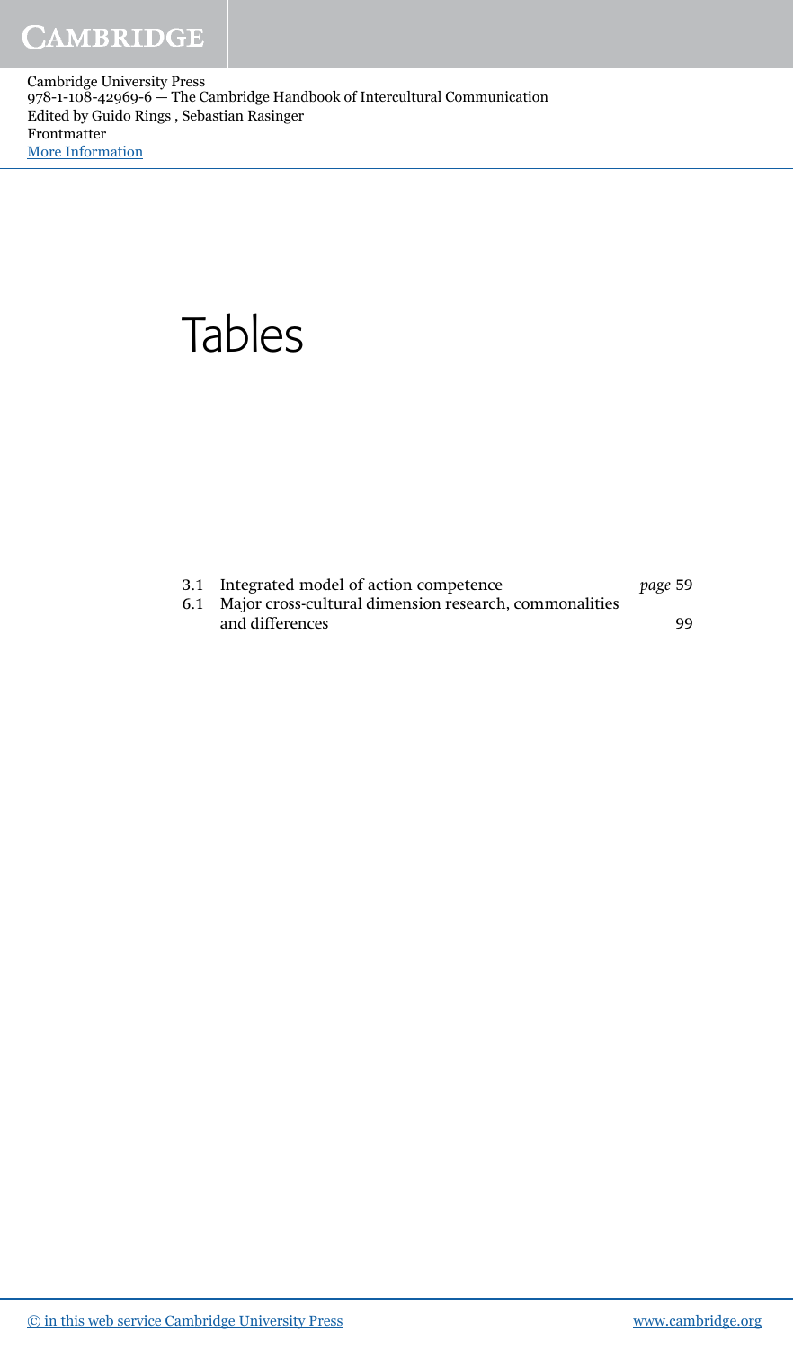# Tables

| | | |
|---|---|---|
| 3.1 | Integrated model of action competence | *page* 59 |
| 6.1 | Major cross-cultural dimension research, commonalities and differences | 99 |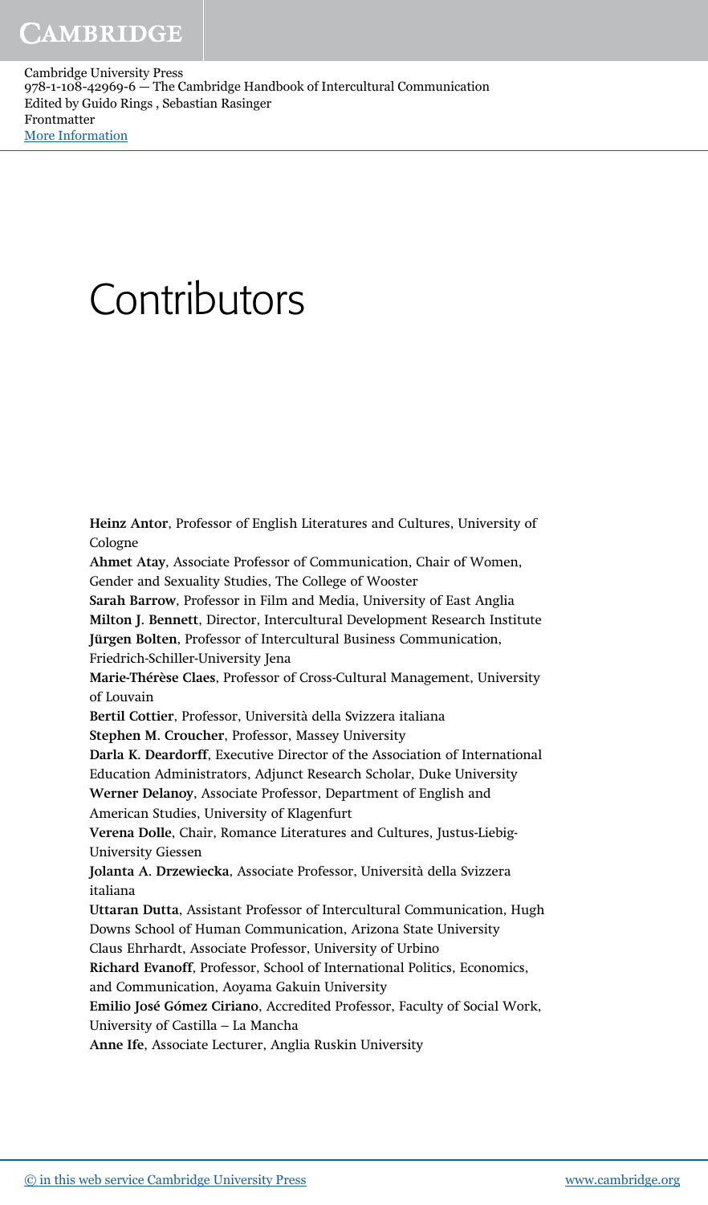# Contributors

**Heinz Antor**, Professor of English Literatures and Cultures, University of Cologne

**Ahmet Atay**, Associate Professor of Communication, Chair of Women, Gender and Sexuality Studies, The College of Wooster

**Sarah Barrow**, Professor in Film and Media, University of East Anglia

**Milton J. Bennett**, Director, Intercultural Development Research Institute

**Jürgen Bolten**, Professor of Intercultural Business Communication, Friedrich-Schiller-University Jena

**Marie-Thérèse Claes**, Professor of Cross-Cultural Management, University of Louvain

**Bertil Cottier**, Professor, Università della Svizzera italiana

**Stephen M. Croucher**, Professor, Massey University

**Darla K. Deardorff**, Executive Director of the Association of International Education Administrators, Adjunct Research Scholar, Duke University

**Werner Delanoy**, Associate Professor, Department of English and American Studies, University of Klagenfurt

**Verena Dolle**, Chair, Romance Literatures and Cultures, Justus-Liebig-University Giessen

**Jolanta A. Drzewiecka**, Associate Professor, Università della Svizzera italiana

**Uttaran Dutta**, Assistant Professor of Intercultural Communication, Hugh Downs School of Human Communication, Arizona State University

Claus Ehrhardt, Associate Professor, University of Urbino

**Richard Evanoff**, Professor, School of International Politics, Economics, and Communication, Aoyama Gakuin University

**Emilio José Gómez Ciriano**, Accredited Professor, Faculty of Social Work, University of Castilla – La Mancha

**Anne Ife**, Associate Lecturer, Anglia Ruskin University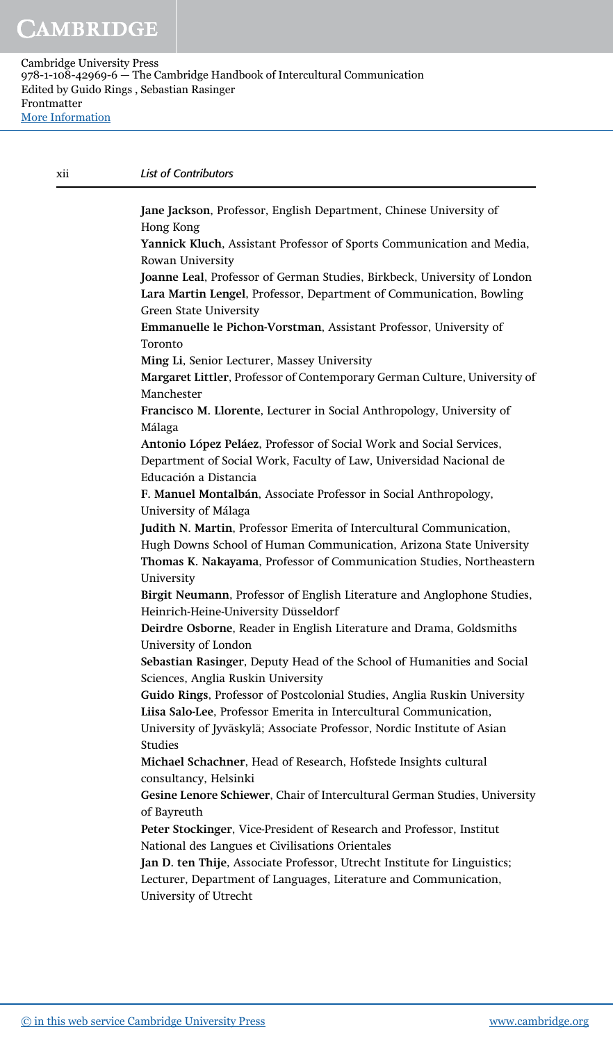**Jane Jackson**, Professor, English Department, Chinese University of Hong Kong

**Yannick Kluch**, Assistant Professor of Sports Communication and Media, Rowan University

**Joanne Leal**, Professor of German Studies, Birkbeck, University of London

**Lara Martin Lengel**, Professor, Department of Communication, Bowling Green State University

**Emmanuelle le Pichon-Vorstman**, Assistant Professor, University of Toronto

**Ming Li**, Senior Lecturer, Massey University

**Margaret Littler**, Professor of Contemporary German Culture, University of Manchester

**Francisco M. Llorente**, Lecturer in Social Anthropology, University of Málaga

**Antonio López Peláez**, Professor of Social Work and Social Services, Department of Social Work, Faculty of Law, Universidad Nacional de Educación a Distancia

**F. Manuel Montalbán**, Associate Professor in Social Anthropology, University of Málaga

**Judith N. Martin**, Professor Emerita of Intercultural Communication, Hugh Downs School of Human Communication, Arizona State University

**Thomas K. Nakayama**, Professor of Communication Studies, Northeastern University

**Birgit Neumann**, Professor of English Literature and Anglophone Studies, Heinrich-Heine-University Düsseldorf

**Deirdre Osborne**, Reader in English Literature and Drama, Goldsmiths University of London

**Sebastian Rasinger**, Deputy Head of the School of Humanities and Social Sciences, Anglia Ruskin University

**Guido Rings**, Professor of Postcolonial Studies, Anglia Ruskin University

**Liisa Salo-Lee**, Professor Emerita in Intercultural Communication, University of Jyväskylä; Associate Professor, Nordic Institute of Asian Studies

**Michael Schachner**, Head of Research, Hofstede Insights cultural consultancy, Helsinki

**Gesine Lenore Schiewer**, Chair of Intercultural German Studies, University of Bayreuth

**Peter Stockinger**, Vice-President of Research and Professor, Institut National des Langues et Civilisations Orientales

**Jan D. ten Thije**, Associate Professor, Utrecht Institute for Linguistics; Lecturer, Department of Languages, Literature and Communication, University of Utrecht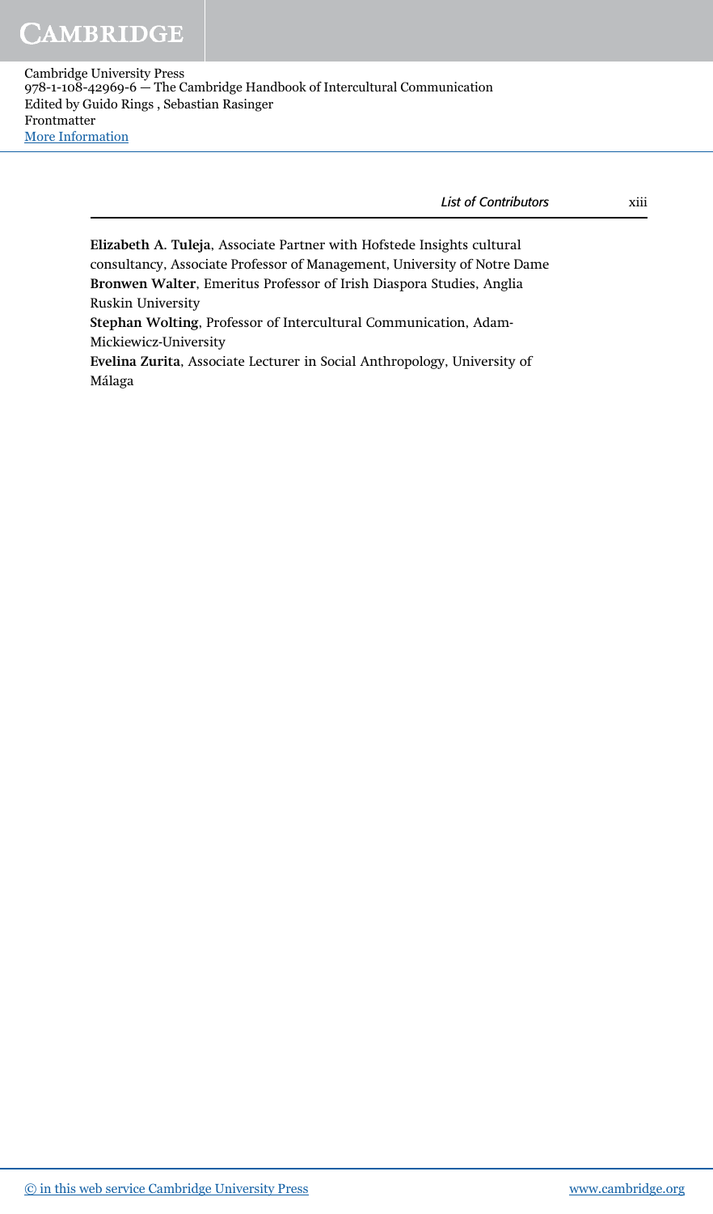**Elizabeth A. Tuleja**, Associate Partner with Hofstede Insights cultural consultancy, Associate Professor of Management, University of Notre Dame
**Bronwen Walter**, Emeritus Professor of Irish Diaspora Studies, Anglia Ruskin University
**Stephan Wolting**, Professor of Intercultural Communication, Adam-Mickiewicz-University
**Evelina Zurita**, Associate Lecturer in Social Anthropology, University of Málaga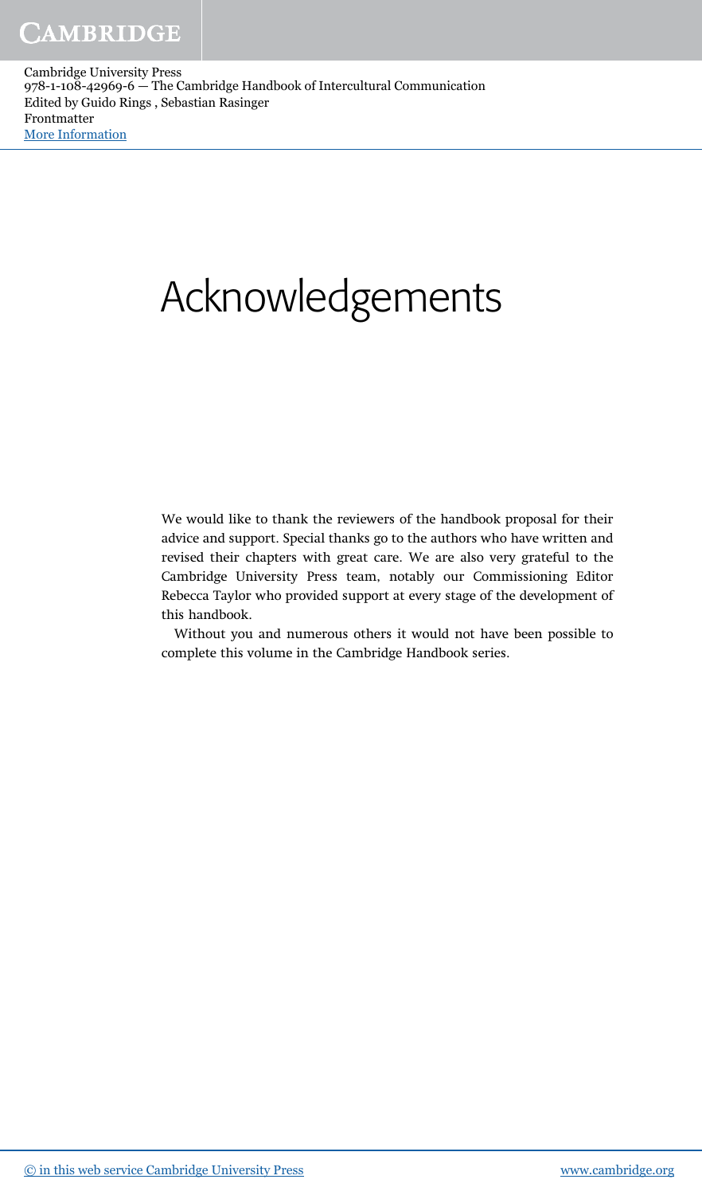# Acknowledgements

We would like to thank the reviewers of the handbook proposal for their advice and support. Special thanks go to the authors who have written and revised their chapters with great care. We are also very grateful to the Cambridge University Press team, notably our Commissioning Editor Rebecca Taylor who provided support at every stage of the development of this handbook.

Without you and numerous others it would not have been possible to complete this volume in the Cambridge Handbook series.